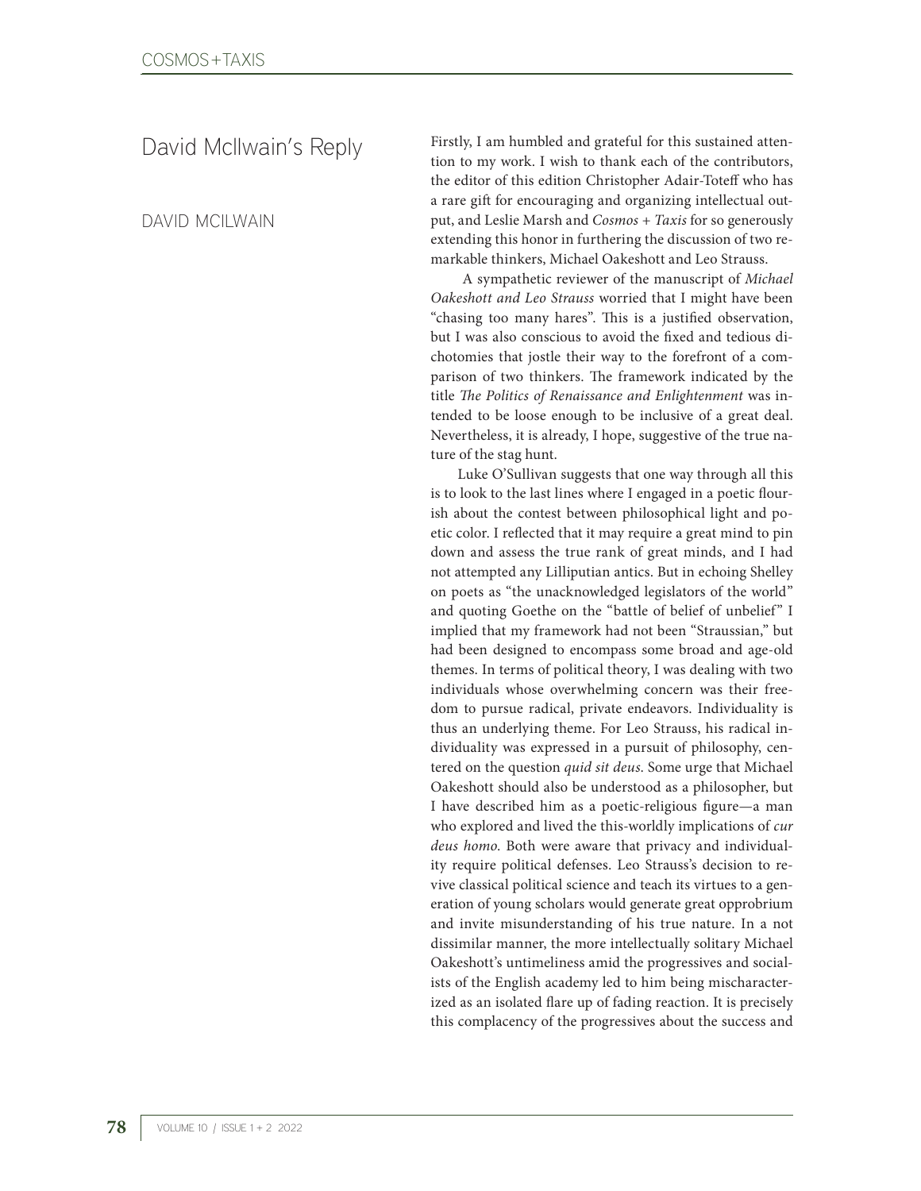# David McIlwain's Reply

DAVID MCILWAIN

Firstly, I am humbled and grateful for this sustained attention to my work. I wish to thank each of the contributors, the editor of this edition Christopher Adair-Toteff who has a rare gift for encouraging and organizing intellectual output, and Leslie Marsh and *Cosmos + Taxis* for so generously extending this honor in furthering the discussion of two remarkable thinkers, Michael Oakeshott and Leo Strauss.

A sympathetic reviewer of the manuscript of *Michael Oakeshott and Leo Strauss* worried that I might have been "chasing too many hares". This is a justified observation, but I was also conscious to avoid the fixed and tedious dichotomies that jostle their way to the forefront of a comparison of two thinkers. The framework indicated by the title *The Politics of Renaissance and Enlightenment* was intended to be loose enough to be inclusive of a great deal. Nevertheless, it is already, I hope, suggestive of the true nature of the stag hunt.

Luke O'Sullivan suggests that one way through all this is to look to the last lines where I engaged in a poetic flourish about the contest between philosophical light and poetic color. I reflected that it may require a great mind to pin down and assess the true rank of great minds, and I had not attempted any Lilliputian antics. But in echoing Shelley on poets as "the unacknowledged legislators of the world" and quoting Goethe on the "battle of belief of unbelief" I implied that my framework had not been "Straussian," but had been designed to encompass some broad and age-old themes. In terms of political theory, I was dealing with two individuals whose overwhelming concern was their freedom to pursue radical, private endeavors. Individuality is thus an underlying theme. For Leo Strauss, his radical individuality was expressed in a pursuit of philosophy, centered on the question *quid sit deus*. Some urge that Michael Oakeshott should also be understood as a philosopher, but I have described him as a poetic-religious figure—a man who explored and lived the this-worldly implications of *cur deus homo*. Both were aware that privacy and individuality require political defenses. Leo Strauss's decision to revive classical political science and teach its virtues to a generation of young scholars would generate great opprobrium and invite misunderstanding of his true nature. In a not dissimilar manner, the more intellectually solitary Michael Oakeshott's untimeliness amid the progressives and socialists of the English academy led to him being mischaracterized as an isolated flare up of fading reaction. It is precisely this complacency of the progressives about the success and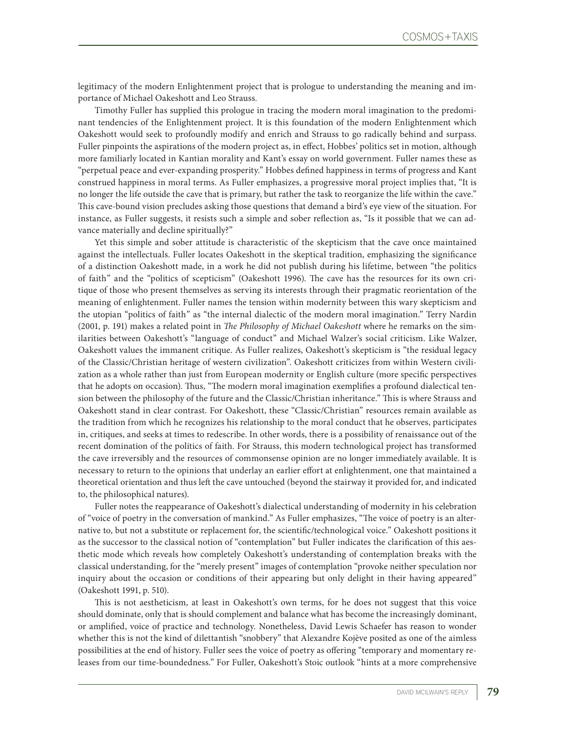legitimacy of the modern Enlightenment project that is prologue to understanding the meaning and importance of Michael Oakeshott and Leo Strauss.

Timothy Fuller has supplied this prologue in tracing the modern moral imagination to the predominant tendencies of the Enlightenment project. It is this foundation of the modern Enlightenment which Oakeshott would seek to profoundly modify and enrich and Strauss to go radically behind and surpass. Fuller pinpoints the aspirations of the modern project as, in effect, Hobbes' politics set in motion, although more familiarly located in Kantian morality and Kant's essay on world government. Fuller names these as "perpetual peace and ever-expanding prosperity." Hobbes defined happiness in terms of progress and Kant construed happiness in moral terms. As Fuller emphasizes, a progressive moral project implies that, "It is no longer the life outside the cave that is primary, but rather the task to reorganize the life within the cave." This cave-bound vision precludes asking those questions that demand a bird's eye view of the situation. For instance, as Fuller suggests, it resists such a simple and sober reflection as, "Is it possible that we can advance materially and decline spiritually?"

Yet this simple and sober attitude is characteristic of the skepticism that the cave once maintained against the intellectuals. Fuller locates Oakeshott in the skeptical tradition, emphasizing the significance of a distinction Oakeshott made, in a work he did not publish during his lifetime, between "the politics of faith" and the "politics of scepticism" (Oakeshott 1996). The cave has the resources for its own critique of those who present themselves as serving its interests through their pragmatic reorientation of the meaning of enlightenment. Fuller names the tension within modernity between this wary skepticism and the utopian "politics of faith" as "the internal dialectic of the modern moral imagination." Terry Nardin (2001, p. 191) makes a related point in *The Philosophy of Michael Oakeshott* where he remarks on the similarities between Oakeshott's "language of conduct" and Michael Walzer's social criticism. Like Walzer, Oakeshott values the immanent critique. As Fuller realizes, Oakeshott's skepticism is "the residual legacy of the Classic/Christian heritage of western civilization". Oakeshott criticizes from within Western civilization as a whole rather than just from European modernity or English culture (more specific perspectives that he adopts on occasion). Thus, "The modern moral imagination exemplifies a profound dialectical tension between the philosophy of the future and the Classic/Christian inheritance." This is where Strauss and Oakeshott stand in clear contrast. For Oakeshott, these "Classic/Christian" resources remain available as the tradition from which he recognizes his relationship to the moral conduct that he observes, participates in, critiques, and seeks at times to redescribe. In other words, there is a possibility of renaissance out of the recent domination of the politics of faith. For Strauss, this modern technological project has transformed the cave irreversibly and the resources of commonsense opinion are no longer immediately available. It is necessary to return to the opinions that underlay an earlier effort at enlightenment, one that maintained a theoretical orientation and thus left the cave untouched (beyond the stairway it provided for, and indicated to, the philosophical natures).

Fuller notes the reappearance of Oakeshott's dialectical understanding of modernity in his celebration of "voice of poetry in the conversation of mankind." As Fuller emphasizes, "The voice of poetry is an alternative to, but not a substitute or replacement for, the scientific/technological voice." Oakeshott positions it as the successor to the classical notion of "contemplation" but Fuller indicates the clarification of this aesthetic mode which reveals how completely Oakeshott's understanding of contemplation breaks with the classical understanding, for the "merely present" images of contemplation "provoke neither speculation nor inquiry about the occasion or conditions of their appearing but only delight in their having appeared" (Oakeshott 1991, p. 510).

This is not aestheticism, at least in Oakeshott's own terms, for he does not suggest that this voice should dominate, only that is should complement and balance what has become the increasingly dominant, or amplified, voice of practice and technology. Nonetheless, David Lewis Schaefer has reason to wonder whether this is not the kind of dilettantish "snobbery" that Alexandre Kojève posited as one of the aimless possibilities at the end of history. Fuller sees the voice of poetry as offering "temporary and momentary releases from our time-boundedness." For Fuller, Oakeshott's Stoic outlook "hints at a more comprehensive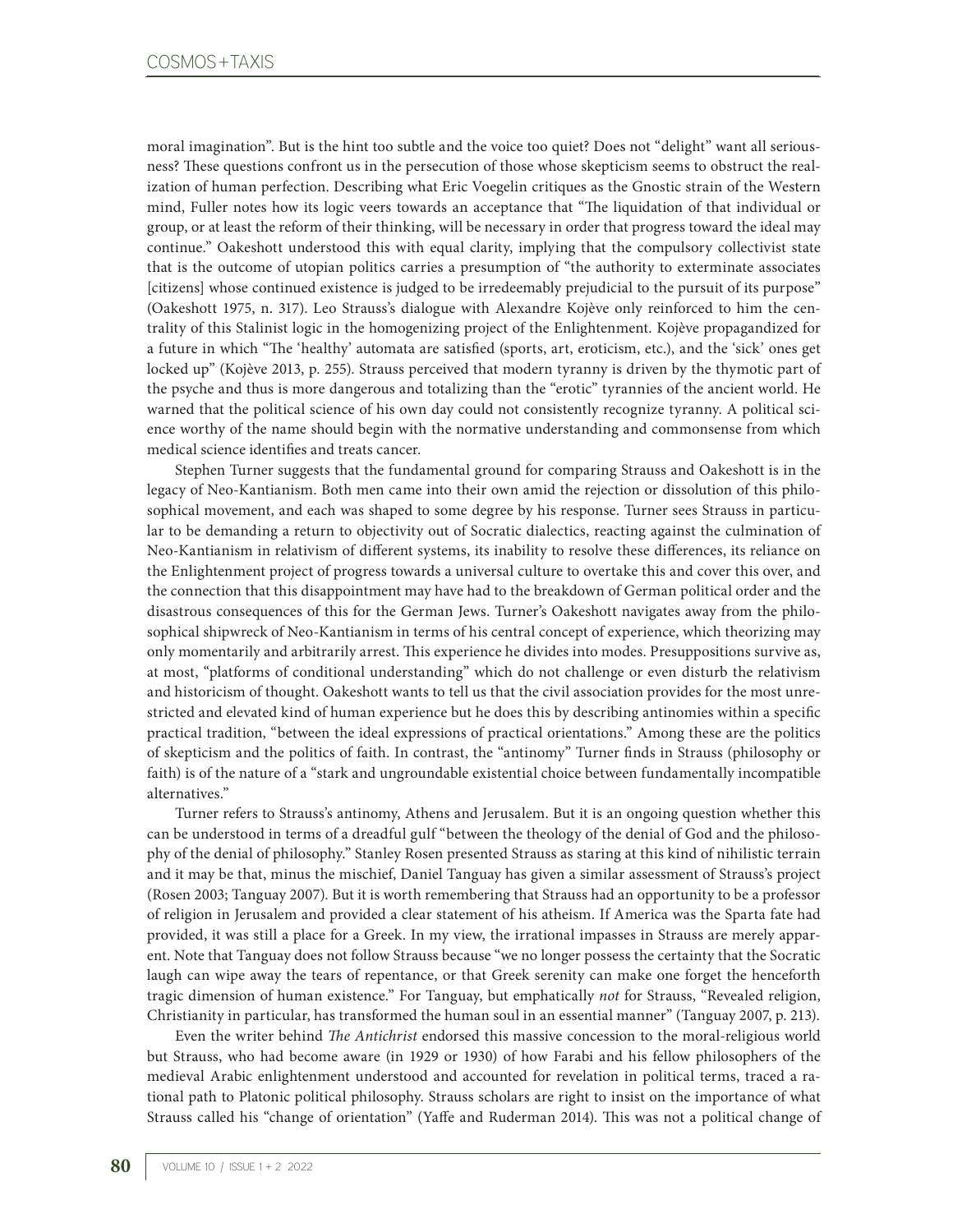moral imagination". But is the hint too subtle and the voice too quiet? Does not "delight" want all seriousness? These questions confront us in the persecution of those whose skepticism seems to obstruct the realization of human perfection. Describing what Eric Voegelin critiques as the Gnostic strain of the Western mind, Fuller notes how its logic veers towards an acceptance that "The liquidation of that individual or group, or at least the reform of their thinking, will be necessary in order that progress toward the ideal may continue." Oakeshott understood this with equal clarity, implying that the compulsory collectivist state that is the outcome of utopian politics carries a presumption of "the authority to exterminate associates [citizens] whose continued existence is judged to be irredeemably prejudicial to the pursuit of its purpose" (Oakeshott 1975, n. 317). Leo Strauss's dialogue with Alexandre Kojève only reinforced to him the centrality of this Stalinist logic in the homogenizing project of the Enlightenment. Kojève propagandized for a future in which "The 'healthy' automata are satisfied (sports, art, eroticism, etc.), and the 'sick' ones get locked up" (Kojève 2013, p. 255). Strauss perceived that modern tyranny is driven by the thymotic part of the psyche and thus is more dangerous and totalizing than the "erotic" tyrannies of the ancient world. He warned that the political science of his own day could not consistently recognize tyranny. A political science worthy of the name should begin with the normative understanding and commonsense from which medical science identifies and treats cancer.

Stephen Turner suggests that the fundamental ground for comparing Strauss and Oakeshott is in the legacy of Neo-Kantianism. Both men came into their own amid the rejection or dissolution of this philosophical movement, and each was shaped to some degree by his response. Turner sees Strauss in particular to be demanding a return to objectivity out of Socratic dialectics, reacting against the culmination of Neo-Kantianism in relativism of different systems, its inability to resolve these differences, its reliance on the Enlightenment project of progress towards a universal culture to overtake this and cover this over, and the connection that this disappointment may have had to the breakdown of German political order and the disastrous consequences of this for the German Jews. Turner's Oakeshott navigates away from the philosophical shipwreck of Neo-Kantianism in terms of his central concept of experience, which theorizing may only momentarily and arbitrarily arrest. This experience he divides into modes. Presuppositions survive as, at most, "platforms of conditional understanding" which do not challenge or even disturb the relativism and historicism of thought. Oakeshott wants to tell us that the civil association provides for the most unrestricted and elevated kind of human experience but he does this by describing antinomies within a specific practical tradition, "between the ideal expressions of practical orientations." Among these are the politics of skepticism and the politics of faith. In contrast, the "antinomy" Turner finds in Strauss (philosophy or faith) is of the nature of a "stark and ungroundable existential choice between fundamentally incompatible alternatives."

Turner refers to Strauss's antinomy, Athens and Jerusalem. But it is an ongoing question whether this can be understood in terms of a dreadful gulf "between the theology of the denial of God and the philosophy of the denial of philosophy." Stanley Rosen presented Strauss as staring at this kind of nihilistic terrain and it may be that, minus the mischief, Daniel Tanguay has given a similar assessment of Strauss's project (Rosen 2003; Tanguay 2007). But it is worth remembering that Strauss had an opportunity to be a professor of religion in Jerusalem and provided a clear statement of his atheism. If America was the Sparta fate had provided, it was still a place for a Greek. In my view, the irrational impasses in Strauss are merely apparent. Note that Tanguay does not follow Strauss because "we no longer possess the certainty that the Socratic laugh can wipe away the tears of repentance, or that Greek serenity can make one forget the henceforth tragic dimension of human existence." For Tanguay, but emphatically *not* for Strauss, "Revealed religion, Christianity in particular, has transformed the human soul in an essential manner" (Tanguay 2007, p. 213).

Even the writer behind *The Antichrist* endorsed this massive concession to the moral-religious world but Strauss, who had become aware (in 1929 or 1930) of how Farabi and his fellow philosophers of the medieval Arabic enlightenment understood and accounted for revelation in political terms, traced a rational path to Platonic political philosophy. Strauss scholars are right to insist on the importance of what Strauss called his "change of orientation" (Yaffe and Ruderman 2014). This was not a political change of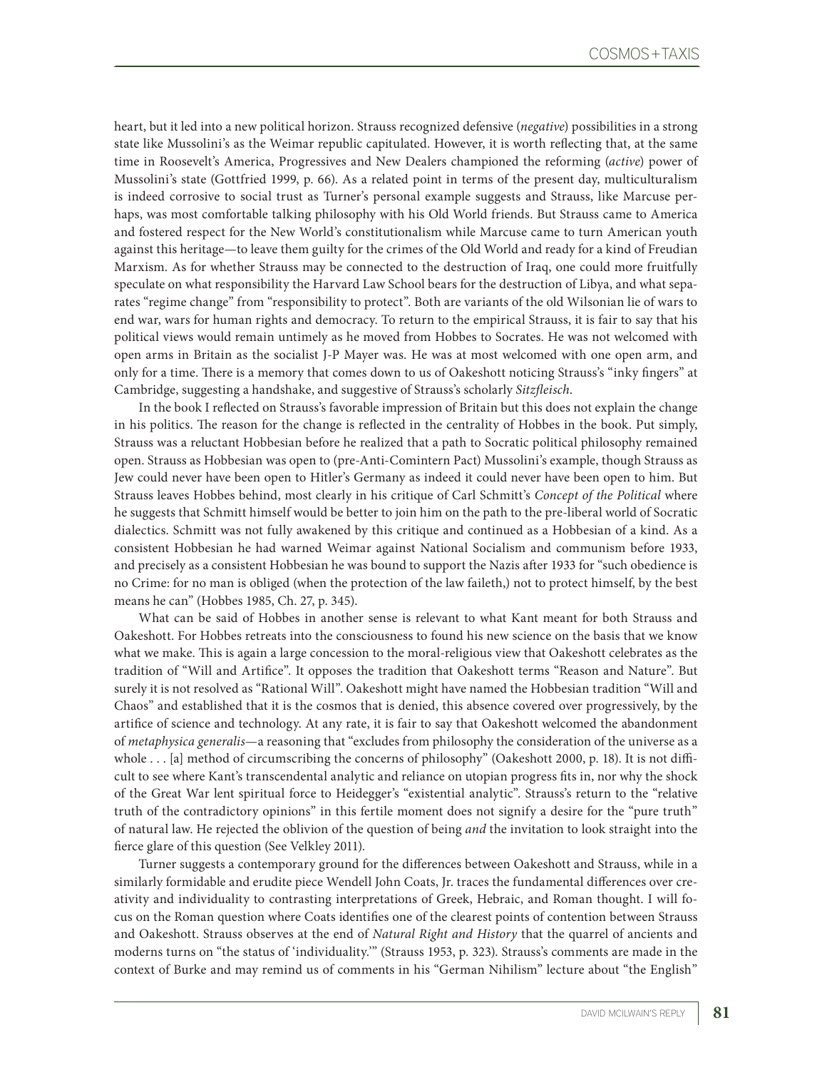heart, but it led into a new political horizon. Strauss recognized defensive (*negative*) possibilities in a strong state like Mussolini's as the Weimar republic capitulated. However, it is worth reflecting that, at the same time in Roosevelt's America, Progressives and New Dealers championed the reforming (*active*) power of Mussolini's state (Gottfried 1999, p. 66). As a related point in terms of the present day, multiculturalism is indeed corrosive to social trust as Turner's personal example suggests and Strauss, like Marcuse perhaps, was most comfortable talking philosophy with his Old World friends. But Strauss came to America and fostered respect for the New World's constitutionalism while Marcuse came to turn American youth against this heritage—to leave them guilty for the crimes of the Old World and ready for a kind of Freudian Marxism. As for whether Strauss may be connected to the destruction of Iraq, one could more fruitfully speculate on what responsibility the Harvard Law School bears for the destruction of Libya, and what separates "regime change" from "responsibility to protect". Both are variants of the old Wilsonian lie of wars to end war, wars for human rights and democracy. To return to the empirical Strauss, it is fair to say that his political views would remain untimely as he moved from Hobbes to Socrates. He was not welcomed with open arms in Britain as the socialist J-P Mayer was. He was at most welcomed with one open arm, and only for a time. There is a memory that comes down to us of Oakeshott noticing Strauss's "inky fingers" at Cambridge, suggesting a handshake, and suggestive of Strauss's scholarly *Sitzfleisch*.

In the book I reflected on Strauss's favorable impression of Britain but this does not explain the change in his politics. The reason for the change is reflected in the centrality of Hobbes in the book. Put simply, Strauss was a reluctant Hobbesian before he realized that a path to Socratic political philosophy remained open. Strauss as Hobbesian was open to (pre-Anti-Comintern Pact) Mussolini's example, though Strauss as Jew could never have been open to Hitler's Germany as indeed it could never have been open to him. But Strauss leaves Hobbes behind, most clearly in his critique of Carl Schmitt's *Concept of the Political* where he suggests that Schmitt himself would be better to join him on the path to the pre-liberal world of Socratic dialectics. Schmitt was not fully awakened by this critique and continued as a Hobbesian of a kind. As a consistent Hobbesian he had warned Weimar against National Socialism and communism before 1933, and precisely as a consistent Hobbesian he was bound to support the Nazis after 1933 for "such obedience is no Crime: for no man is obliged (when the protection of the law faileth,) not to protect himself, by the best means he can" (Hobbes 1985, Ch. 27, p. 345).

What can be said of Hobbes in another sense is relevant to what Kant meant for both Strauss and Oakeshott. For Hobbes retreats into the consciousness to found his new science on the basis that we know what we make. This is again a large concession to the moral-religious view that Oakeshott celebrates as the tradition of "Will and Artifice". It opposes the tradition that Oakeshott terms "Reason and Nature". But surely it is not resolved as "Rational Will". Oakeshott might have named the Hobbesian tradition "Will and Chaos" and established that it is the cosmos that is denied, this absence covered over progressively, by the artifice of science and technology. At any rate, it is fair to say that Oakeshott welcomed the abandonment of *metaphysica generalis*—a reasoning that "excludes from philosophy the consideration of the universe as a whole . . . [a] method of circumscribing the concerns of philosophy" (Oakeshott 2000, p. 18). It is not difficult to see where Kant's transcendental analytic and reliance on utopian progress fits in, nor why the shock of the Great War lent spiritual force to Heidegger's "existential analytic". Strauss's return to the "relative truth of the contradictory opinions" in this fertile moment does not signify a desire for the "pure truth" of natural law. He rejected the oblivion of the question of being *and* the invitation to look straight into the fierce glare of this question (See Velkley 2011).

Turner suggests a contemporary ground for the differences between Oakeshott and Strauss, while in a similarly formidable and erudite piece Wendell John Coats, Jr. traces the fundamental differences over creativity and individuality to contrasting interpretations of Greek, Hebraic, and Roman thought. I will focus on the Roman question where Coats identifies one of the clearest points of contention between Strauss and Oakeshott. Strauss observes at the end of *Natural Right and History* that the quarrel of ancients and moderns turns on "the status of 'individuality.'" (Strauss 1953, p. 323). Strauss's comments are made in the context of Burke and may remind us of comments in his "German Nihilism" lecture about "the English"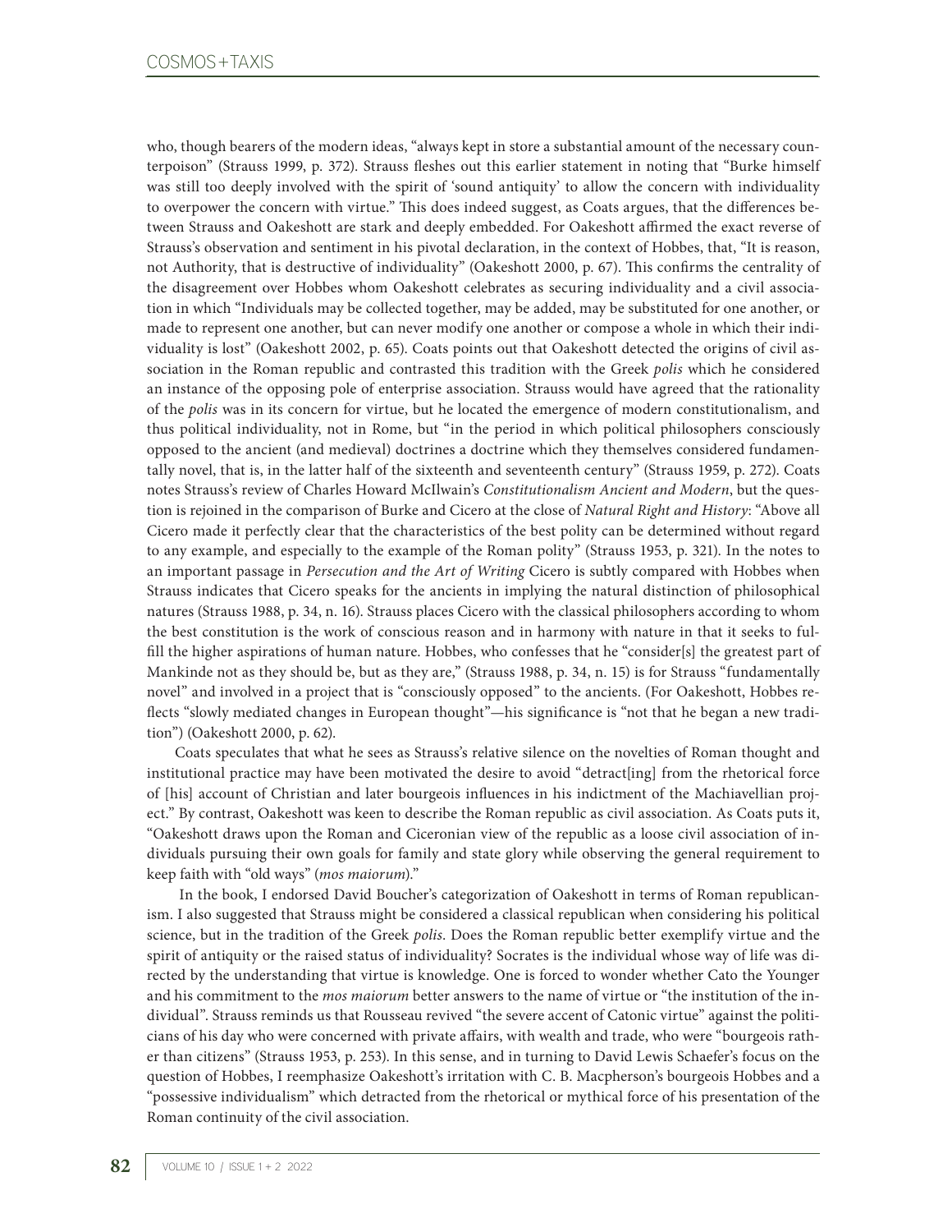who, though bearers of the modern ideas, "always kept in store a substantial amount of the necessary counterpoison" (Strauss 1999, p. 372). Strauss fleshes out this earlier statement in noting that "Burke himself was still too deeply involved with the spirit of 'sound antiquity' to allow the concern with individuality to overpower the concern with virtue." This does indeed suggest, as Coats argues, that the differences between Strauss and Oakeshott are stark and deeply embedded. For Oakeshott affirmed the exact reverse of Strauss's observation and sentiment in his pivotal declaration, in the context of Hobbes, that, "It is reason, not Authority, that is destructive of individuality" (Oakeshott 2000, p. 67). This confirms the centrality of the disagreement over Hobbes whom Oakeshott celebrates as securing individuality and a civil association in which "Individuals may be collected together, may be added, may be substituted for one another, or made to represent one another, but can never modify one another or compose a whole in which their individuality is lost" (Oakeshott 2002, p. 65). Coats points out that Oakeshott detected the origins of civil association in the Roman republic and contrasted this tradition with the Greek *polis* which he considered an instance of the opposing pole of enterprise association. Strauss would have agreed that the rationality of the *polis* was in its concern for virtue, but he located the emergence of modern constitutionalism, and thus political individuality, not in Rome, but "in the period in which political philosophers consciously opposed to the ancient (and medieval) doctrines a doctrine which they themselves considered fundamentally novel, that is, in the latter half of the sixteenth and seventeenth century" (Strauss 1959, p. 272). Coats notes Strauss's review of Charles Howard McIlwain's *Constitutionalism Ancient and Modern*, but the question is rejoined in the comparison of Burke and Cicero at the close of *Natural Right and History*: "Above all Cicero made it perfectly clear that the characteristics of the best polity can be determined without regard to any example, and especially to the example of the Roman polity" (Strauss 1953, p. 321). In the notes to an important passage in *Persecution and the Art of Writing* Cicero is subtly compared with Hobbes when Strauss indicates that Cicero speaks for the ancients in implying the natural distinction of philosophical natures (Strauss 1988, p. 34, n. 16). Strauss places Cicero with the classical philosophers according to whom the best constitution is the work of conscious reason and in harmony with nature in that it seeks to fulfill the higher aspirations of human nature. Hobbes, who confesses that he "consider[s] the greatest part of Mankinde not as they should be, but as they are," (Strauss 1988, p. 34, n. 15) is for Strauss "fundamentally novel" and involved in a project that is "consciously opposed" to the ancients. (For Oakeshott, Hobbes reflects "slowly mediated changes in European thought"—his significance is "not that he began a new tradition") (Oakeshott 2000, p. 62).

Coats speculates that what he sees as Strauss's relative silence on the novelties of Roman thought and institutional practice may have been motivated the desire to avoid "detract[ing] from the rhetorical force of [his] account of Christian and later bourgeois influences in his indictment of the Machiavellian project." By contrast, Oakeshott was keen to describe the Roman republic as civil association. As Coats puts it, "Oakeshott draws upon the Roman and Ciceronian view of the republic as a loose civil association of individuals pursuing their own goals for family and state glory while observing the general requirement to keep faith with "old ways" (*mos maiorum*)."

In the book, I endorsed David Boucher's categorization of Oakeshott in terms of Roman republicanism. I also suggested that Strauss might be considered a classical republican when considering his political science, but in the tradition of the Greek *polis*. Does the Roman republic better exemplify virtue and the spirit of antiquity or the raised status of individuality? Socrates is the individual whose way of life was directed by the understanding that virtue is knowledge. One is forced to wonder whether Cato the Younger and his commitment to the *mos maiorum* better answers to the name of virtue or "the institution of the individual". Strauss reminds us that Rousseau revived "the severe accent of Catonic virtue" against the politicians of his day who were concerned with private affairs, with wealth and trade, who were "bourgeois rather than citizens" (Strauss 1953, p. 253). In this sense, and in turning to David Lewis Schaefer's focus on the question of Hobbes, I reemphasize Oakeshott's irritation with C. B. Macpherson's bourgeois Hobbes and a "possessive individualism" which detracted from the rhetorical or mythical force of his presentation of the Roman continuity of the civil association.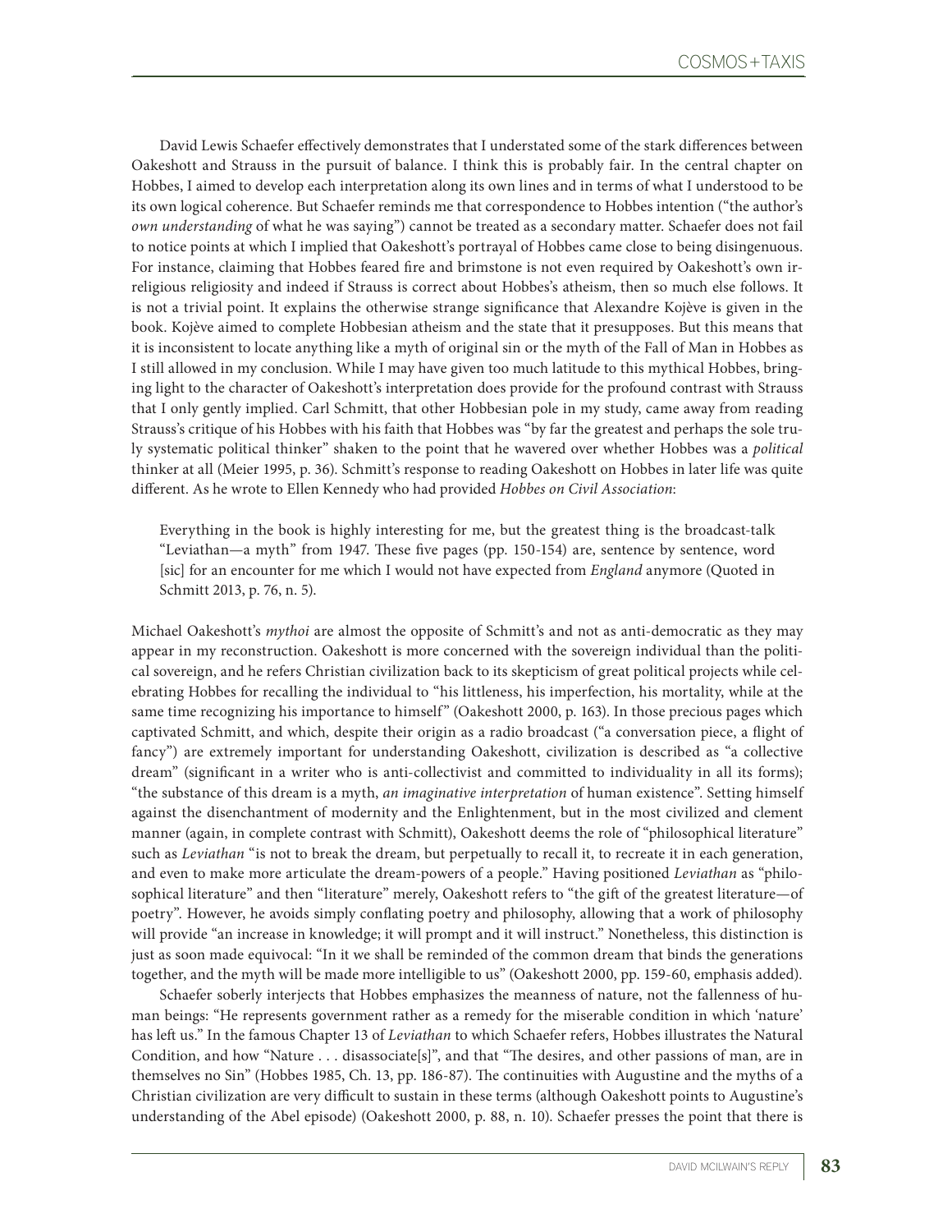David Lewis Schaefer effectively demonstrates that I understated some of the stark differences between Oakeshott and Strauss in the pursuit of balance. I think this is probably fair. In the central chapter on Hobbes, I aimed to develop each interpretation along its own lines and in terms of what I understood to be its own logical coherence. But Schaefer reminds me that correspondence to Hobbes intention ("the author's *own understanding* of what he was saying") cannot be treated as a secondary matter. Schaefer does not fail to notice points at which I implied that Oakeshott's portrayal of Hobbes came close to being disingenuous. For instance, claiming that Hobbes feared fire and brimstone is not even required by Oakeshott's own irreligious religiosity and indeed if Strauss is correct about Hobbes's atheism, then so much else follows. It is not a trivial point. It explains the otherwise strange significance that Alexandre Kojève is given in the book. Kojève aimed to complete Hobbesian atheism and the state that it presupposes. But this means that it is inconsistent to locate anything like a myth of original sin or the myth of the Fall of Man in Hobbes as I still allowed in my conclusion. While I may have given too much latitude to this mythical Hobbes, bringing light to the character of Oakeshott's interpretation does provide for the profound contrast with Strauss that I only gently implied. Carl Schmitt, that other Hobbesian pole in my study, came away from reading Strauss's critique of his Hobbes with his faith that Hobbes was "by far the greatest and perhaps the sole truly systematic political thinker" shaken to the point that he wavered over whether Hobbes was a *political* thinker at all (Meier 1995, p. 36). Schmitt's response to reading Oakeshott on Hobbes in later life was quite different. As he wrote to Ellen Kennedy who had provided *Hobbes on Civil Association*:

> Everything in the book is highly interesting for me, but the greatest thing is the broadcast-talk "Leviathan—a myth" from 1947. These five pages (pp. 150-154) are, sentence by sentence, word [sic] for an encounter for me which I would not have expected from *England* anymore (Quoted in Schmitt 2013, p. 76, n. 5).

Michael Oakeshott's *mythoi* are almost the opposite of Schmitt's and not as anti-democratic as they may appear in my reconstruction. Oakeshott is more concerned with the sovereign individual than the political sovereign, and he refers Christian civilization back to its skepticism of great political projects while celebrating Hobbes for recalling the individual to "his littleness, his imperfection, his mortality, while at the same time recognizing his importance to himself" (Oakeshott 2000, p. 163). In those precious pages which captivated Schmitt, and which, despite their origin as a radio broadcast ("a conversation piece, a flight of fancy") are extremely important for understanding Oakeshott, civilization is described as "a collective dream" (significant in a writer who is anti-collectivist and committed to individuality in all its forms); "the substance of this dream is a myth, *an imaginative interpretation* of human existence". Setting himself against the disenchantment of modernity and the Enlightenment, but in the most civilized and clement manner (again, in complete contrast with Schmitt), Oakeshott deems the role of "philosophical literature" such as *Leviathan* "is not to break the dream, but perpetually to recall it, to recreate it in each generation, and even to make more articulate the dream-powers of a people." Having positioned *Leviathan* as "philosophical literature" and then "literature" merely, Oakeshott refers to "the gift of the greatest literature—of poetry". However, he avoids simply conflating poetry and philosophy, allowing that a work of philosophy will provide "an increase in knowledge; it will prompt and it will instruct." Nonetheless, this distinction is just as soon made equivocal: "In it we shall be reminded of the common dream that binds the generations together, and the myth will be made more intelligible to us" (Oakeshott 2000, pp. 159-60, emphasis added).

Schaefer soberly interjects that Hobbes emphasizes the meanness of nature, not the fallenness of human beings: "He represents government rather as a remedy for the miserable condition in which 'nature' has left us." In the famous Chapter 13 of *Leviathan* to which Schaefer refers, Hobbes illustrates the Natural Condition, and how "Nature . . . disassociate[s]", and that "The desires, and other passions of man, are in themselves no Sin" (Hobbes 1985, Ch. 13, pp. 186-87). The continuities with Augustine and the myths of a Christian civilization are very difficult to sustain in these terms (although Oakeshott points to Augustine's understanding of the Abel episode) (Oakeshott 2000, p. 88, n. 10). Schaefer presses the point that there is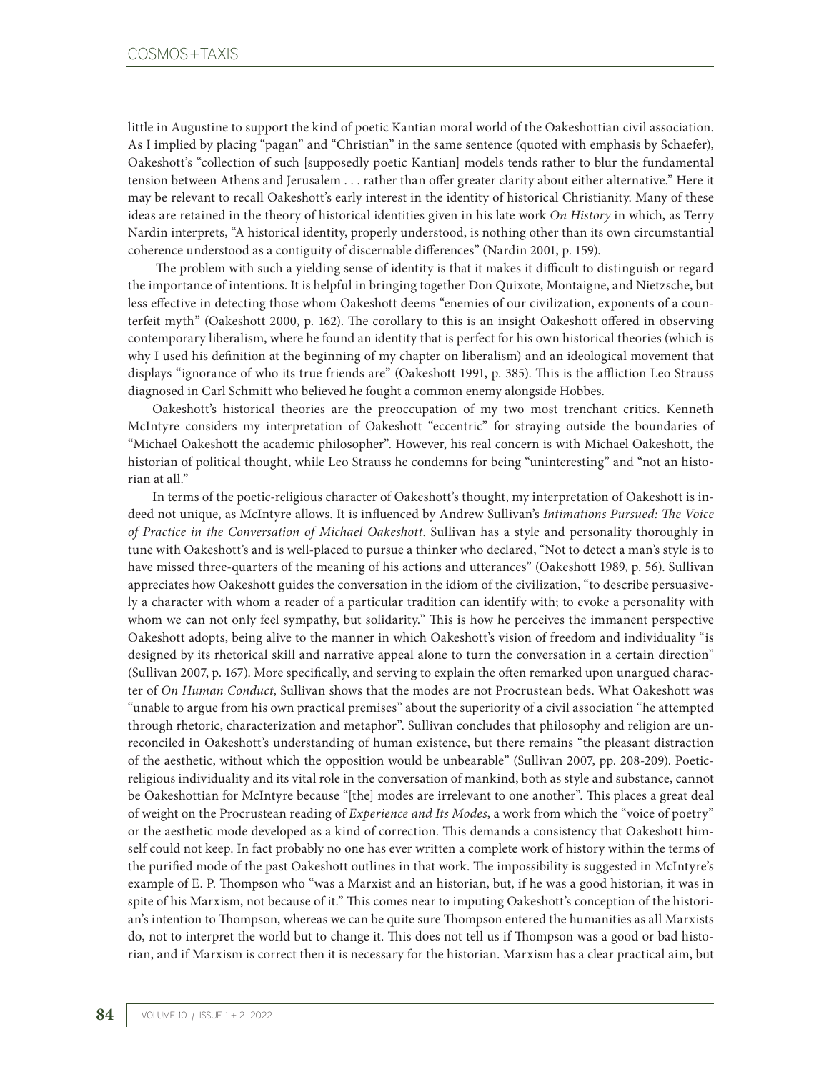little in Augustine to support the kind of poetic Kantian moral world of the Oakeshottian civil association. As I implied by placing "pagan" and "Christian" in the same sentence (quoted with emphasis by Schaefer), Oakeshott's "collection of such [supposedly poetic Kantian] models tends rather to blur the fundamental tension between Athens and Jerusalem . . . rather than offer greater clarity about either alternative." Here it may be relevant to recall Oakeshott's early interest in the identity of historical Christianity. Many of these ideas are retained in the theory of historical identities given in his late work *On History* in which, as Terry Nardin interprets, "A historical identity, properly understood, is nothing other than its own circumstantial coherence understood as a contiguity of discernable differences" (Nardin 2001, p. 159).

The problem with such a yielding sense of identity is that it makes it difficult to distinguish or regard the importance of intentions. It is helpful in bringing together Don Quixote, Montaigne, and Nietzsche, but less effective in detecting those whom Oakeshott deems "enemies of our civilization, exponents of a counterfeit myth" (Oakeshott 2000, p. 162). The corollary to this is an insight Oakeshott offered in observing contemporary liberalism, where he found an identity that is perfect for his own historical theories (which is why I used his definition at the beginning of my chapter on liberalism) and an ideological movement that displays "ignorance of who its true friends are" (Oakeshott 1991, p. 385). This is the affliction Leo Strauss diagnosed in Carl Schmitt who believed he fought a common enemy alongside Hobbes.

Oakeshott's historical theories are the preoccupation of my two most trenchant critics. Kenneth McIntyre considers my interpretation of Oakeshott "eccentric" for straying outside the boundaries of "Michael Oakeshott the academic philosopher". However, his real concern is with Michael Oakeshott, the historian of political thought, while Leo Strauss he condemns for being "uninteresting" and "not an historian at all."

In terms of the poetic-religious character of Oakeshott's thought, my interpretation of Oakeshott is indeed not unique, as McIntyre allows. It is influenced by Andrew Sullivan's *Intimations Pursued: The Voice of Practice in the Conversation of Michael Oakeshott*. Sullivan has a style and personality thoroughly in tune with Oakeshott's and is well-placed to pursue a thinker who declared, "Not to detect a man's style is to have missed three-quarters of the meaning of his actions and utterances" (Oakeshott 1989, p. 56). Sullivan appreciates how Oakeshott guides the conversation in the idiom of the civilization, "to describe persuasively a character with whom a reader of a particular tradition can identify with; to evoke a personality with whom we can not only feel sympathy, but solidarity." This is how he perceives the immanent perspective Oakeshott adopts, being alive to the manner in which Oakeshott's vision of freedom and individuality "is designed by its rhetorical skill and narrative appeal alone to turn the conversation in a certain direction" (Sullivan 2007, p. 167). More specifically, and serving to explain the often remarked upon unargued character of *On Human Conduct*, Sullivan shows that the modes are not Procrustean beds. What Oakeshott was "unable to argue from his own practical premises" about the superiority of a civil association "he attempted through rhetoric, characterization and metaphor". Sullivan concludes that philosophy and religion are unreconciled in Oakeshott's understanding of human existence, but there remains "the pleasant distraction of the aesthetic, without which the opposition would be unbearable" (Sullivan 2007, pp. 208-209). Poetic-religious individuality and its vital role in the conversation of mankind, both as style and substance, cannot be Oakeshottian for McIntyre because "[the] modes are irrelevant to one another". This places a great deal of weight on the Procrustean reading of *Experience and Its Modes*, a work from which the "voice of poetry" or the aesthetic mode developed as a kind of correction. This demands a consistency that Oakeshott himself could not keep. In fact probably no one has ever written a complete work of history within the terms of the purified mode of the past Oakeshott outlines in that work. The impossibility is suggested in McIntyre's example of E. P. Thompson who "was a Marxist and an historian, but, if he was a good historian, it was in spite of his Marxism, not because of it." This comes near to imputing Oakeshott's conception of the historian's intention to Thompson, whereas we can be quite sure Thompson entered the humanities as all Marxists do, not to interpret the world but to change it. This does not tell us if Thompson was a good or bad historian, and if Marxism is correct then it is necessary for the historian. Marxism has a clear practical aim, but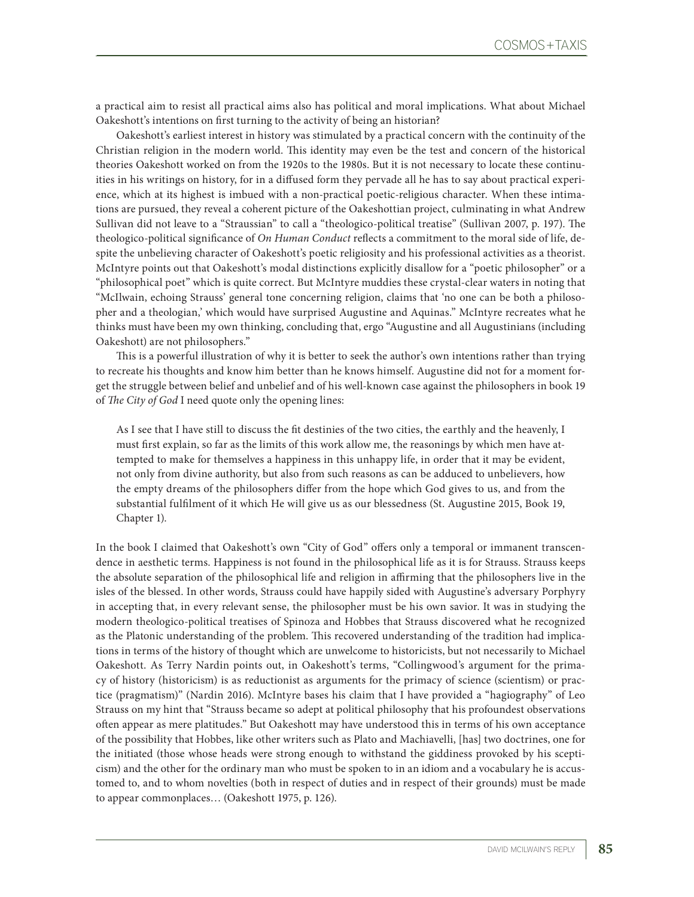a practical aim to resist all practical aims also has political and moral implications. What about Michael Oakeshott's intentions on first turning to the activity of being an historian?

Oakeshott's earliest interest in history was stimulated by a practical concern with the continuity of the Christian religion in the modern world. This identity may even be the test and concern of the historical theories Oakeshott worked on from the 1920s to the 1980s. But it is not necessary to locate these continuities in his writings on history, for in a diffused form they pervade all he has to say about practical experience, which at its highest is imbued with a non-practical poetic-religious character. When these intimations are pursued, they reveal a coherent picture of the Oakeshottian project, culminating in what Andrew Sullivan did not leave to a "Straussian" to call a "theologico-political treatise" (Sullivan 2007, p. 197). The theologico-political significance of *On Human Conduct* reflects a commitment to the moral side of life, despite the unbelieving character of Oakeshott's poetic religiosity and his professional activities as a theorist. McIntyre points out that Oakeshott's modal distinctions explicitly disallow for a "poetic philosopher" or a "philosophical poet" which is quite correct. But McIntyre muddies these crystal-clear waters in noting that "McIlwain, echoing Strauss' general tone concerning religion, claims that 'no one can be both a philosopher and a theologian,' which would have surprised Augustine and Aquinas." McIntyre recreates what he thinks must have been my own thinking, concluding that, ergo "Augustine and all Augustinians (including Oakeshott) are not philosophers."

This is a powerful illustration of why it is better to seek the author's own intentions rather than trying to recreate his thoughts and know him better than he knows himself. Augustine did not for a moment forget the struggle between belief and unbelief and of his well-known case against the philosophers in book 19 of *The City of God* I need quote only the opening lines:

> As I see that I have still to discuss the fit destinies of the two cities, the earthly and the heavenly, I must first explain, so far as the limits of this work allow me, the reasonings by which men have attempted to make for themselves a happiness in this unhappy life, in order that it may be evident, not only from divine authority, but also from such reasons as can be adduced to unbelievers, how the empty dreams of the philosophers differ from the hope which God gives to us, and from the substantial fulfilment of it which He will give us as our blessedness (St. Augustine 2015, Book 19, Chapter 1).

In the book I claimed that Oakeshott's own "City of God" offers only a temporal or immanent transcendence in aesthetic terms. Happiness is not found in the philosophical life as it is for Strauss. Strauss keeps the absolute separation of the philosophical life and religion in affirming that the philosophers live in the isles of the blessed. In other words, Strauss could have happily sided with Augustine's adversary Porphyry in accepting that, in every relevant sense, the philosopher must be his own savior. It was in studying the modern theologico-political treatises of Spinoza and Hobbes that Strauss discovered what he recognized as the Platonic understanding of the problem. This recovered understanding of the tradition had implications in terms of the history of thought which are unwelcome to historicists, but not necessarily to Michael Oakeshott. As Terry Nardin points out, in Oakeshott's terms, "Collingwood's argument for the primacy of history (historicism) is as reductionist as arguments for the primacy of science (scientism) or practice (pragmatism)" (Nardin 2016). McIntyre bases his claim that I have provided a "hagiography" of Leo Strauss on my hint that "Strauss became so adept at political philosophy that his profoundest observations often appear as mere platitudes." But Oakeshott may have understood this in terms of his own acceptance of the possibility that Hobbes, like other writers such as Plato and Machiavelli, [has] two doctrines, one for the initiated (those whose heads were strong enough to withstand the giddiness provoked by his scepticism) and the other for the ordinary man who must be spoken to in an idiom and a vocabulary he is accustomed to, and to whom novelties (both in respect of duties and in respect of their grounds) must be made to appear commonplaces… (Oakeshott 1975, p. 126).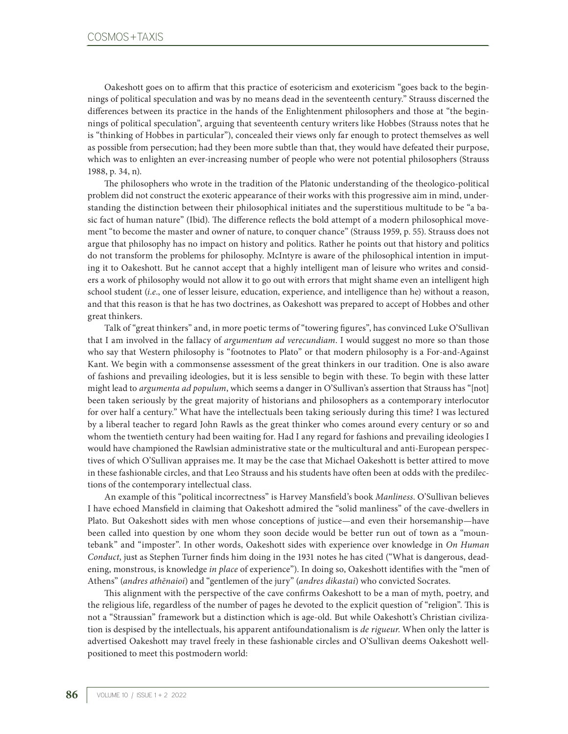Oakeshott goes on to affirm that this practice of esotericism and exotericism "goes back to the beginnings of political speculation and was by no means dead in the seventeenth century." Strauss discerned the differences between its practice in the hands of the Enlightenment philosophers and those at "the beginnings of political speculation", arguing that seventeenth century writers like Hobbes (Strauss notes that he is "thinking of Hobbes in particular"), concealed their views only far enough to protect themselves as well as possible from persecution; had they been more subtle than that, they would have defeated their purpose, which was to enlighten an ever-increasing number of people who were not potential philosophers (Strauss 1988, p. 34, n).

The philosophers who wrote in the tradition of the Platonic understanding of the theologico-political problem did not construct the exoteric appearance of their works with this progressive aim in mind, understanding the distinction between their philosophical initiates and the superstitious multitude to be "a basic fact of human nature" (Ibid). The difference reflects the bold attempt of a modern philosophical movement "to become the master and owner of nature, to conquer chance" (Strauss 1959, p. 55). Strauss does not argue that philosophy has no impact on history and politics. Rather he points out that history and politics do not transform the problems for philosophy. McIntyre is aware of the philosophical intention in imputing it to Oakeshott. But he cannot accept that a highly intelligent man of leisure who writes and considers a work of philosophy would not allow it to go out with errors that might shame even an intelligent high school student (*i.e*., one of lesser leisure, education, experience, and intelligence than he) without a reason, and that this reason is that he has two doctrines, as Oakeshott was prepared to accept of Hobbes and other great thinkers.

Talk of "great thinkers" and, in more poetic terms of "towering figures", has convinced Luke O'Sullivan that I am involved in the fallacy of *argumentum ad verecundiam*. I would suggest no more so than those who say that Western philosophy is "footnotes to Plato" or that modern philosophy is a For-and-Against Kant. We begin with a commonsense assessment of the great thinkers in our tradition. One is also aware of fashions and prevailing ideologies, but it is less sensible to begin with these. To begin with these latter might lead to *argumenta ad populum*, which seems a danger in O'Sullivan's assertion that Strauss has "[not] been taken seriously by the great majority of historians and philosophers as a contemporary interlocutor for over half a century." What have the intellectuals been taking seriously during this time? I was lectured by a liberal teacher to regard John Rawls as the great thinker who comes around every century or so and whom the twentieth century had been waiting for. Had I any regard for fashions and prevailing ideologies I would have championed the Rawlsian administrative state or the multicultural and anti-European perspectives of which O'Sullivan appraises me. It may be the case that Michael Oakeshott is better attired to move in these fashionable circles, and that Leo Strauss and his students have often been at odds with the predilections of the contemporary intellectual class.

An example of this "political incorrectness" is Harvey Mansfield's book *Manliness*. O'Sullivan believes I have echoed Mansfield in claiming that Oakeshott admired the "solid manliness" of the cave-dwellers in Plato. But Oakeshott sides with men whose conceptions of justice—and even their horsemanship—have been called into question by one whom they soon decide would be better run out of town as a "mountebank" and "imposter". In other words, Oakeshott sides with experience over knowledge in *On Human Conduct*, just as Stephen Turner finds him doing in the 1931 notes he has cited ("What is dangerous, deadening, monstrous, is knowledge *in place* of experience"). In doing so, Oakeshott identifies with the "men of Athens" (*andres athēnaioi*) and "gentlemen of the jury" (*andres dikastai*) who convicted Socrates.

This alignment with the perspective of the cave confirms Oakeshott to be a man of myth, poetry, and the religious life, regardless of the number of pages he devoted to the explicit question of "religion". This is not a "Straussian" framework but a distinction which is age-old. But while Oakeshott's Christian civilization is despised by the intellectuals, his apparent antifoundationalism is *de rigueur*. When only the latter is advertised Oakeshott may travel freely in these fashionable circles and O'Sullivan deems Oakeshott well-positioned to meet this postmodern world: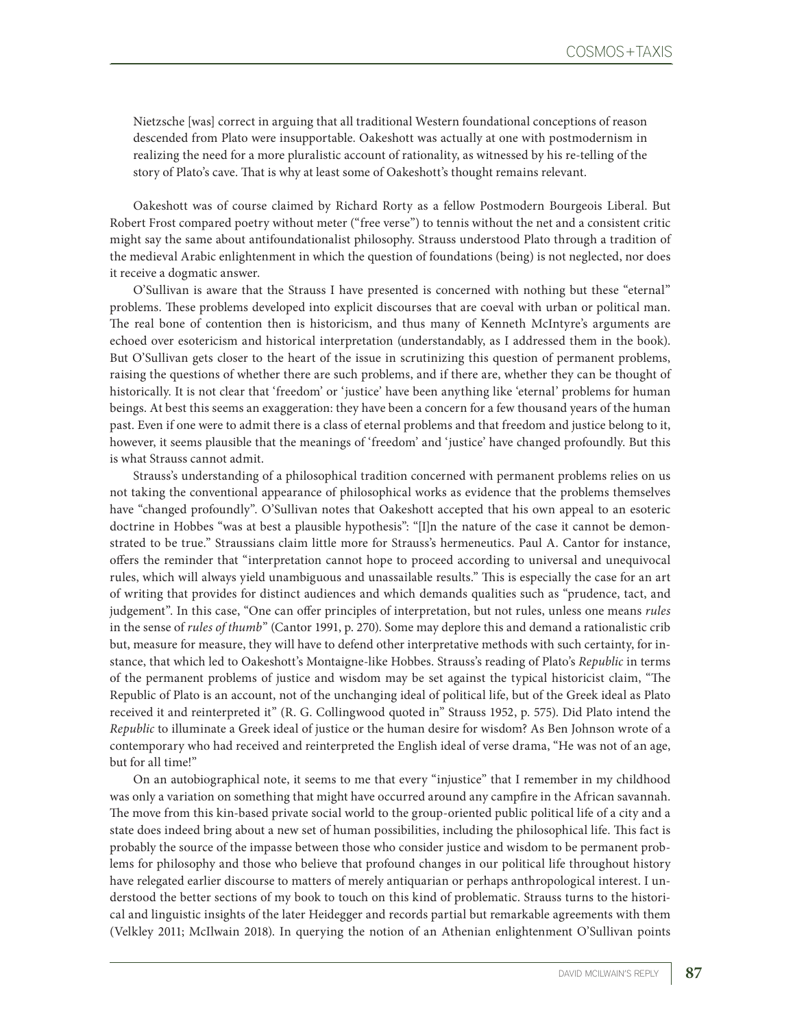Nietzsche [was] correct in arguing that all traditional Western foundational conceptions of reason descended from Plato were insupportable. Oakeshott was actually at one with postmodernism in realizing the need for a more pluralistic account of rationality, as witnessed by his re-telling of the story of Plato's cave. That is why at least some of Oakeshott's thought remains relevant.

Oakeshott was of course claimed by Richard Rorty as a fellow Postmodern Bourgeois Liberal. But Robert Frost compared poetry without meter ("free verse") to tennis without the net and a consistent critic might say the same about antifoundationalist philosophy. Strauss understood Plato through a tradition of the medieval Arabic enlightenment in which the question of foundations (being) is not neglected, nor does it receive a dogmatic answer.

O'Sullivan is aware that the Strauss I have presented is concerned with nothing but these "eternal" problems. These problems developed into explicit discourses that are coeval with urban or political man. The real bone of contention then is historicism, and thus many of Kenneth McIntyre's arguments are echoed over esotericism and historical interpretation (understandably, as I addressed them in the book). But O'Sullivan gets closer to the heart of the issue in scrutinizing this question of permanent problems, raising the questions of whether there are such problems, and if there are, whether they can be thought of historically. It is not clear that 'freedom' or 'justice' have been anything like 'eternal' problems for human beings. At best this seems an exaggeration: they have been a concern for a few thousand years of the human past. Even if one were to admit there is a class of eternal problems and that freedom and justice belong to it, however, it seems plausible that the meanings of 'freedom' and 'justice' have changed profoundly. But this is what Strauss cannot admit.

Strauss's understanding of a philosophical tradition concerned with permanent problems relies on us not taking the conventional appearance of philosophical works as evidence that the problems themselves have "changed profoundly". O'Sullivan notes that Oakeshott accepted that his own appeal to an esoteric doctrine in Hobbes "was at best a plausible hypothesis": "[I]n the nature of the case it cannot be demonstrated to be true." Straussians claim little more for Strauss's hermeneutics. Paul A. Cantor for instance, offers the reminder that "interpretation cannot hope to proceed according to universal and unequivocal rules, which will always yield unambiguous and unassailable results." This is especially the case for an art of writing that provides for distinct audiences and which demands qualities such as "prudence, tact, and judgement". In this case, "One can offer principles of interpretation, but not rules, unless one means *rules* in the sense of *rules of thumb*" (Cantor 1991, p. 270). Some may deplore this and demand a rationalistic crib but, measure for measure, they will have to defend other interpretative methods with such certainty, for instance, that which led to Oakeshott's Montaigne-like Hobbes. Strauss's reading of Plato's *Republic* in terms of the permanent problems of justice and wisdom may be set against the typical historicist claim, "The Republic of Plato is an account, not of the unchanging ideal of political life, but of the Greek ideal as Plato received it and reinterpreted it" (R. G. Collingwood quoted in" Strauss 1952, p. 575). Did Plato intend the *Republic* to illuminate a Greek ideal of justice or the human desire for wisdom? As Ben Johnson wrote of a contemporary who had received and reinterpreted the English ideal of verse drama, "He was not of an age, but for all time!"

On an autobiographical note, it seems to me that every "injustice" that I remember in my childhood was only a variation on something that might have occurred around any campfire in the African savannah. The move from this kin-based private social world to the group-oriented public political life of a city and a state does indeed bring about a new set of human possibilities, including the philosophical life. This fact is probably the source of the impasse between those who consider justice and wisdom to be permanent problems for philosophy and those who believe that profound changes in our political life throughout history have relegated earlier discourse to matters of merely antiquarian or perhaps anthropological interest. I understood the better sections of my book to touch on this kind of problematic. Strauss turns to the historical and linguistic insights of the later Heidegger and records partial but remarkable agreements with them (Velkley 2011; McIlwain 2018). In querying the notion of an Athenian enlightenment O'Sullivan points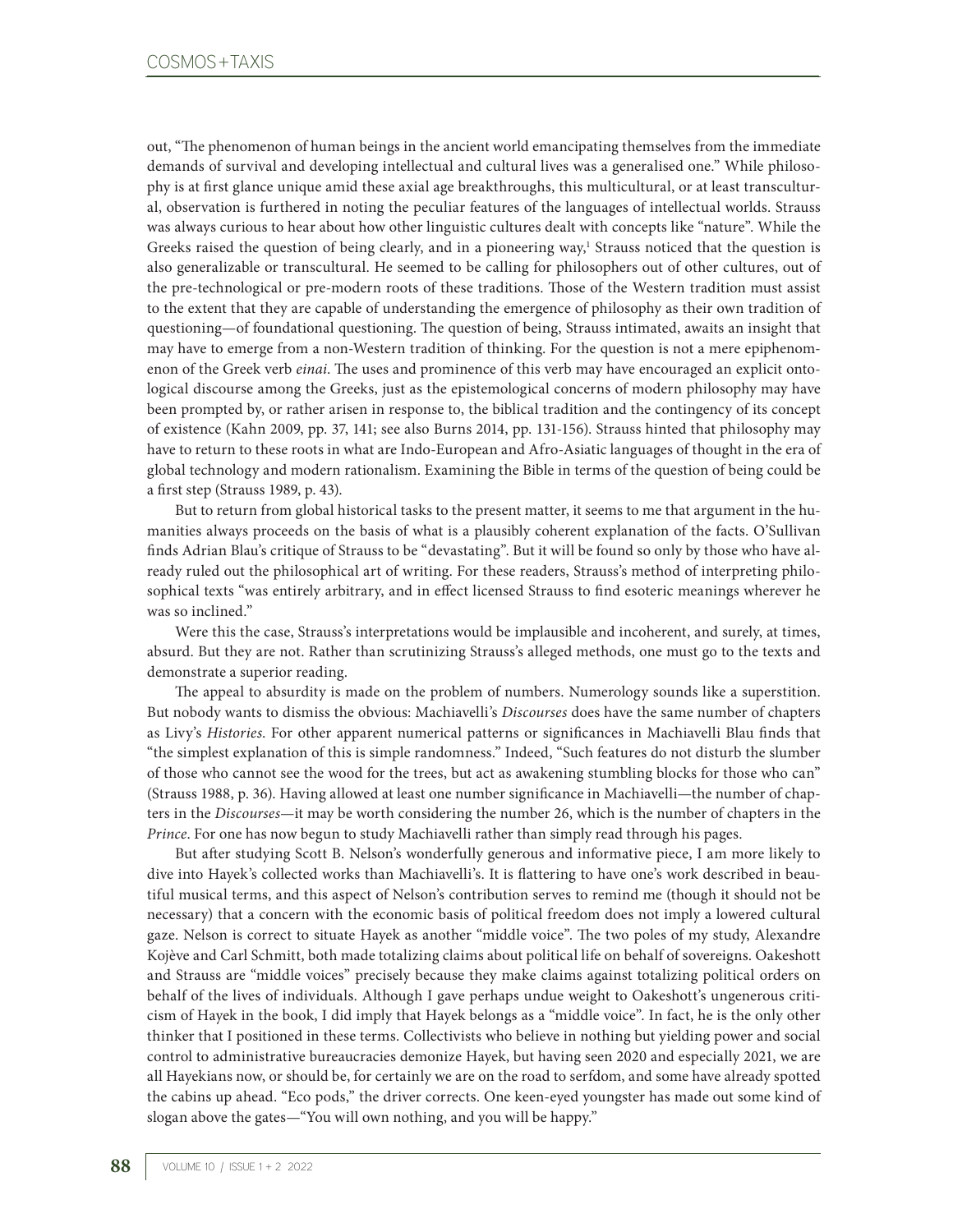out, "The phenomenon of human beings in the ancient world emancipating themselves from the immediate demands of survival and developing intellectual and cultural lives was a generalised one." While philosophy is at first glance unique amid these axial age breakthroughs, this multicultural, or at least transcultural, observation is furthered in noting the peculiar features of the languages of intellectual worlds. Strauss was always curious to hear about how other linguistic cultures dealt with concepts like "nature". While the Greeks raised the question of being clearly, and in a pioneering way,[1] Strauss noticed that the question is also generalizable or transcultural. He seemed to be calling for philosophers out of other cultures, out of the pre-technological or pre-modern roots of these traditions. Those of the Western tradition must assist to the extent that they are capable of understanding the emergence of philosophy as their own tradition of questioning—of foundational questioning. The question of being, Strauss intimated, awaits an insight that may have to emerge from a non-Western tradition of thinking. For the question is not a mere epiphenomenon of the Greek verb *einai*. The uses and prominence of this verb may have encouraged an explicit ontological discourse among the Greeks, just as the epistemological concerns of modern philosophy may have been prompted by, or rather arisen in response to, the biblical tradition and the contingency of its concept of existence (Kahn 2009, pp. 37, 141; see also Burns 2014, pp. 131-156). Strauss hinted that philosophy may have to return to these roots in what are Indo-European and Afro-Asiatic languages of thought in the era of global technology and modern rationalism. Examining the Bible in terms of the question of being could be a first step (Strauss 1989, p. 43).

But to return from global historical tasks to the present matter, it seems to me that argument in the humanities always proceeds on the basis of what is a plausibly coherent explanation of the facts. O'Sullivan finds Adrian Blau's critique of Strauss to be "devastating". But it will be found so only by those who have already ruled out the philosophical art of writing. For these readers, Strauss's method of interpreting philosophical texts "was entirely arbitrary, and in effect licensed Strauss to find esoteric meanings wherever he was so inclined."

Were this the case, Strauss's interpretations would be implausible and incoherent, and surely, at times, absurd. But they are not. Rather than scrutinizing Strauss's alleged methods, one must go to the texts and demonstrate a superior reading.

The appeal to absurdity is made on the problem of numbers. Numerology sounds like a superstition. But nobody wants to dismiss the obvious: Machiavelli's *Discourses* does have the same number of chapters as Livy's *Histories*. For other apparent numerical patterns or significances in Machiavelli Blau finds that "the simplest explanation of this is simple randomness." Indeed, "Such features do not disturb the slumber of those who cannot see the wood for the trees, but act as awakening stumbling blocks for those who can" (Strauss 1988, p. 36). Having allowed at least one number significance in Machiavelli—the number of chapters in the *Discourses*—it may be worth considering the number 26, which is the number of chapters in the *Prince*. For one has now begun to study Machiavelli rather than simply read through his pages.

But after studying Scott B. Nelson's wonderfully generous and informative piece, I am more likely to dive into Hayek's collected works than Machiavelli's. It is flattering to have one's work described in beautiful musical terms, and this aspect of Nelson's contribution serves to remind me (though it should not be necessary) that a concern with the economic basis of political freedom does not imply a lowered cultural gaze. Nelson is correct to situate Hayek as another "middle voice". The two poles of my study, Alexandre Kojève and Carl Schmitt, both made totalizing claims about political life on behalf of sovereigns. Oakeshott and Strauss are "middle voices" precisely because they make claims against totalizing political orders on behalf of the lives of individuals. Although I gave perhaps undue weight to Oakeshott's ungenerous criticism of Hayek in the book, I did imply that Hayek belongs as a "middle voice". In fact, he is the only other thinker that I positioned in these terms. Collectivists who believe in nothing but yielding power and social control to administrative bureaucracies demonize Hayek, but having seen 2020 and especially 2021, we are all Hayekians now, or should be, for certainly we are on the road to serfdom, and some have already spotted the cabins up ahead. "Eco pods," the driver corrects. One keen-eyed youngster has made out some kind of slogan above the gates—"You will own nothing, and you will be happy."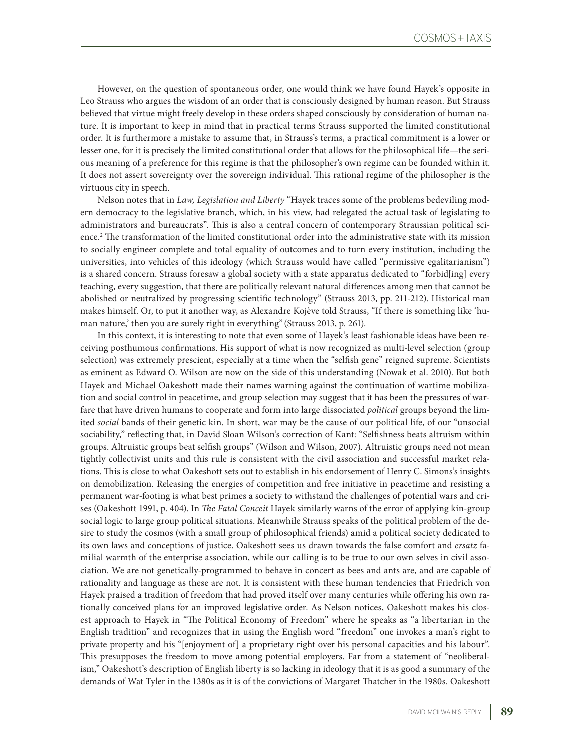However, on the question of spontaneous order, one would think we have found Hayek's opposite in Leo Strauss who argues the wisdom of an order that is consciously designed by human reason. But Strauss believed that virtue might freely develop in these orders shaped consciously by consideration of human nature. It is important to keep in mind that in practical terms Strauss supported the limited constitutional order. It is furthermore a mistake to assume that, in Strauss's terms, a practical commitment is a lower or lesser one, for it is precisely the limited constitutional order that allows for the philosophical life—the serious meaning of a preference for this regime is that the philosopher's own regime can be founded within it. It does not assert sovereignty over the sovereign individual. This rational regime of the philosopher is the virtuous city in speech.

Nelson notes that in *Law, Legislation and Liberty* "Hayek traces some of the problems bedeviling modern democracy to the legislative branch, which, in his view, had relegated the actual task of legislating to administrators and bureaucrats". This is also a central concern of contemporary Straussian political science.[2] The transformation of the limited constitutional order into the administrative state with its mission to socially engineer complete and total equality of outcomes and to turn every institution, including the universities, into vehicles of this ideology (which Strauss would have called "permissive egalitarianism") is a shared concern. Strauss foresaw a global society with a state apparatus dedicated to "forbid[ing] every teaching, every suggestion, that there are politically relevant natural differences among men that cannot be abolished or neutralized by progressing scientific technology" (Strauss 2013, pp. 211-212). Historical man makes himself. Or, to put it another way, as Alexandre Kojève told Strauss, "If there is something like 'human nature,' then you are surely right in everything" (Strauss 2013, p. 261).

In this context, it is interesting to note that even some of Hayek's least fashionable ideas have been receiving posthumous confirmations. His support of what is now recognized as multi-level selection (group selection) was extremely prescient, especially at a time when the "selfish gene" reigned supreme. Scientists as eminent as Edward O. Wilson are now on the side of this understanding (Nowak et al. 2010). But both Hayek and Michael Oakeshott made their names warning against the continuation of wartime mobilization and social control in peacetime, and group selection may suggest that it has been the pressures of warfare that have driven humans to cooperate and form into large dissociated *political* groups beyond the limited *social* bands of their genetic kin. In short, war may be the cause of our political life, of our "unsocial sociability," reflecting that, in David Sloan Wilson's correction of Kant: "Selfishness beats altruism within groups. Altruistic groups beat selfish groups" (Wilson and Wilson, 2007). Altruistic groups need not mean tightly collectivist units and this rule is consistent with the civil association and successful market relations. This is close to what Oakeshott sets out to establish in his endorsement of Henry C. Simons's insights on demobilization. Releasing the energies of competition and free initiative in peacetime and resisting a permanent war-footing is what best primes a society to withstand the challenges of potential wars and crises (Oakeshott 1991, p. 404). In *The Fatal Conceit* Hayek similarly warns of the error of applying kin-group social logic to large group political situations. Meanwhile Strauss speaks of the political problem of the desire to study the cosmos (with a small group of philosophical friends) amid a political society dedicated to its own laws and conceptions of justice. Oakeshott sees us drawn towards the false comfort and *ersatz* familial warmth of the enterprise association, while our calling is to be true to our own selves in civil association. We are not genetically-programmed to behave in concert as bees and ants are, and are capable of rationality and language as these are not. It is consistent with these human tendencies that Friedrich von Hayek praised a tradition of freedom that had proved itself over many centuries while offering his own rationally conceived plans for an improved legislative order. As Nelson notices, Oakeshott makes his closest approach to Hayek in "The Political Economy of Freedom" where he speaks as "a libertarian in the English tradition" and recognizes that in using the English word "freedom" one invokes a man's right to private property and his "[enjoyment of] a proprietary right over his personal capacities and his labour". This presupposes the freedom to move among potential employers. Far from a statement of "neoliberalism," Oakeshott's description of English liberty is so lacking in ideology that it is as good a summary of the demands of Wat Tyler in the 1380s as it is of the convictions of Margaret Thatcher in the 1980s. Oakeshott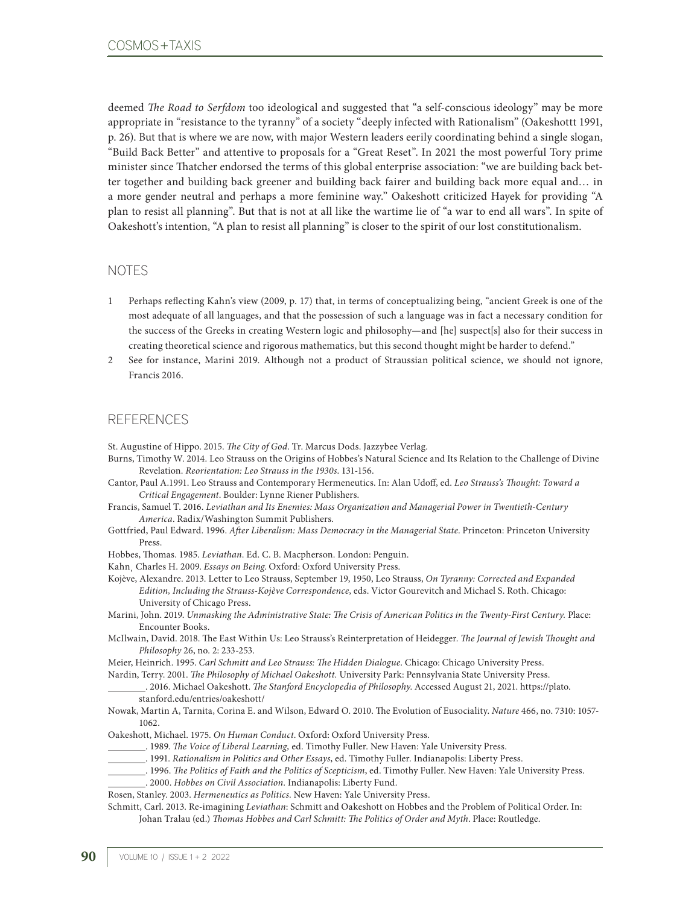deemed *The Road to Serfdom* too ideological and suggested that "a self-conscious ideology" may be more appropriate in "resistance to the tyranny" of a society "deeply infected with Rationalism" (Oakeshott 1991, p. 26). But that is where we are now, with major Western leaders eerily coordinating behind a single slogan, "Build Back Better" and attentive to proposals for a "Great Reset". In 2021 the most powerful Tory prime minister since Thatcher endorsed the terms of this global enterprise association: "we are building back better together and building back greener and building back fairer and building back more equal and… in a more gender neutral and perhaps a more feminine way." Oakeshott criticized Hayek for providing "A plan to resist all planning". But that is not at all like the wartime lie of "a war to end all wars". In spite of Oakeshott's intention, "A plan to resist all planning" is closer to the spirit of our lost constitutionalism.

## NOTES

1. Perhaps reflecting Kahn's view (2009, p. 17) that, in terms of conceptualizing being, "ancient Greek is one of the most adequate of all languages, and that the possession of such a language was in fact a necessary condition for the success of the Greeks in creating Western logic and philosophy—and [he] suspect[s] also for their success in creating theoretical science and rigorous mathematics, but this second thought might be harder to defend."
2. See for instance, Marini 2019. Although not a product of Straussian political science, we should not ignore, Francis 2016.

## REFERENCES

St. Augustine of Hippo. 2015. *The City of God*. Tr. Marcus Dods. Jazzybee Verlag.

Burns, Timothy W. 2014. Leo Strauss on the Origins of Hobbes's Natural Science and Its Relation to the Challenge of Divine Revelation. *Reorientation: Leo Strauss in the 1930s*. 131-156.

Cantor, Paul A.1991. Leo Strauss and Contemporary Hermeneutics. In: Alan Udoff, ed. *Leo Strauss's Thought: Toward a Critical Engagement*. Boulder: Lynne Riener Publishers.

Francis, Samuel T. 2016. *Leviathan and Its Enemies: Mass Organization and Managerial Power in Twentieth-Century America*. Radix/Washington Summit Publishers.

Gottfried, Paul Edward. 1996. *After Liberalism: Mass Democracy in the Managerial State*. Princeton: Princeton University Press.

Hobbes, Thomas. 1985. *Leviathan*. Ed. C. B. Macpherson. London: Penguin.

Kahn, Charles H. 2009. *Essays on Being*. Oxford: Oxford University Press.

Kojève, Alexandre. 2013. Letter to Leo Strauss, September 19, 1950, Leo Strauss, *On Tyranny: Corrected and Expanded Edition, Including the Strauss-Kojève Correspondence*, eds. Victor Gourevitch and Michael S. Roth. Chicago: University of Chicago Press.

Marini, John. 2019. *Unmasking the Administrative State: The Crisis of American Politics in the Twenty-First Century*. Place: Encounter Books.

McIlwain, David. 2018. The East Within Us: Leo Strauss's Reinterpretation of Heidegger. *The Journal of Jewish Thought and Philosophy* 26, no. 2: 233-253.

Meier, Heinrich. 1995. *Carl Schmitt and Leo Strauss: The Hidden Dialogue*. Chicago: Chicago University Press.

Nardin, Terry. 2001. *The Philosophy of Michael Oakeshott*. University Park: Pennsylvania State University Press.

________. 2016. Michael Oakeshott. *The Stanford Encyclopedia of Philosophy*. Accessed August 21, 2021. https://plato.stanford.edu/entries/oakeshott/

Nowak, Martin A, Tarnita, Corina E. and Wilson, Edward O. 2010. The Evolution of Eusociality. *Nature* 466, no. 7310: 1057-1062.

Oakeshott, Michael. 1975. *On Human Conduct*. Oxford: Oxford University Press.

________. 1989. *The Voice of Liberal Learning*, ed. Timothy Fuller. New Haven: Yale University Press.

________. 1991. *Rationalism in Politics and Other Essays*, ed. Timothy Fuller. Indianapolis: Liberty Press.

________. 1996. *The Politics of Faith and the Politics of Scepticism*, ed. Timothy Fuller. New Haven: Yale University Press.

________. 2000. *Hobbes on Civil Association*. Indianapolis: Liberty Fund.

Rosen, Stanley. 2003. *Hermeneutics as Politics*. New Haven: Yale University Press.

Schmitt, Carl. 2013. Re-imagining *Leviathan*: Schmitt and Oakeshott on Hobbes and the Problem of Political Order. In: Johan Tralau (ed.) *Thomas Hobbes and Carl Schmitt: The Politics of Order and Myth*. Place: Routledge.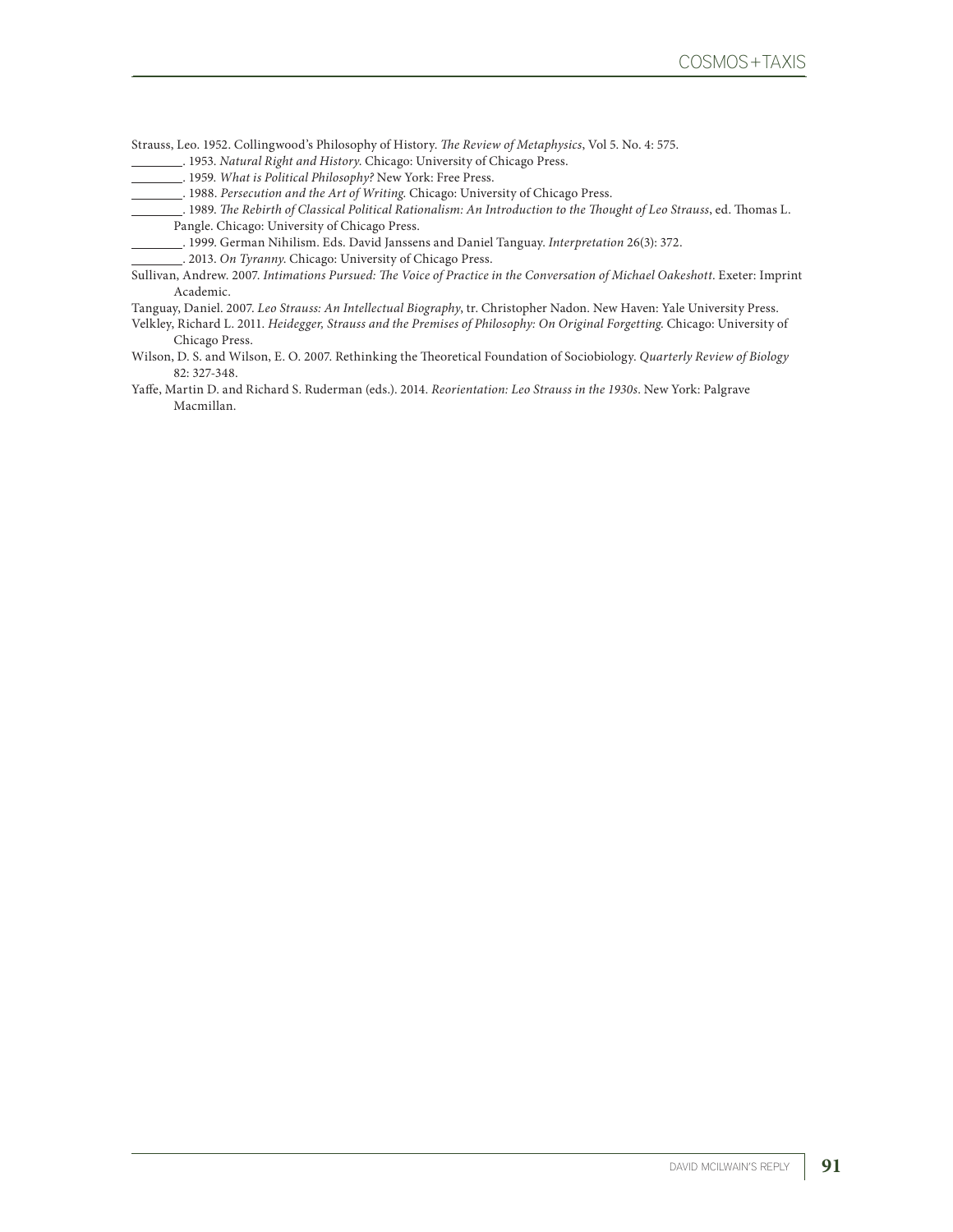Strauss, Leo. 1952. Collingwood's Philosophy of History. *The Review of Metaphysics*, Vol 5. No. 4: 575.

________. 1953. *Natural Right and History*. Chicago: University of Chicago Press.

________. 1959. *What is Political Philosophy?* New York: Free Press.

________. 1988. *Persecution and the Art of Writing*. Chicago: University of Chicago Press.

________. 1989. *The Rebirth of Classical Political Rationalism: An Introduction to the Thought of Leo Strauss*, ed. Thomas L. Pangle. Chicago: University of Chicago Press.

________. 1999. German Nihilism. Eds. David Janssens and Daniel Tanguay. *Interpretation* 26(3): 372.

________. 2013. *On Tyranny*. Chicago: University of Chicago Press.

Sullivan, Andrew. 2007. *Intimations Pursued: The Voice of Practice in the Conversation of Michael Oakeshott*. Exeter: Imprint Academic.

Tanguay, Daniel. 2007. *Leo Strauss: An Intellectual Biography*, tr. Christopher Nadon. New Haven: Yale University Press.

Velkley, Richard L. 2011. *Heidegger, Strauss and the Premises of Philosophy: On Original Forgetting*. Chicago: University of Chicago Press.

Wilson, D. S. and Wilson, E. O. 2007. Rethinking the Theoretical Foundation of Sociobiology. *Quarterly Review of Biology* 82: 327-348.

Yaffe, Martin D. and Richard S. Ruderman (eds.). 2014. *Reorientation: Leo Strauss in the 1930s*. New York: Palgrave Macmillan.